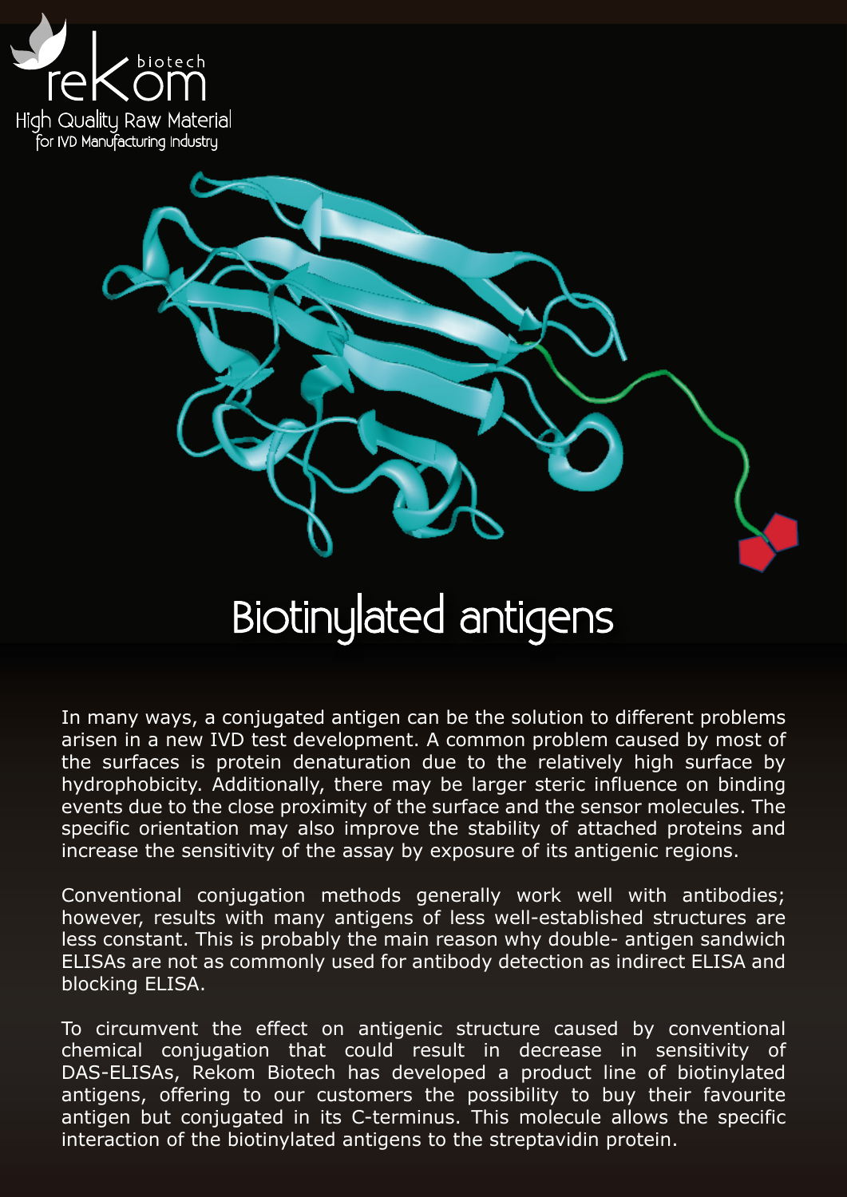reKom biotech

High Quality Raw Material for IVD Manufacturing Industry

# Biotinylated antigens

In many ways, a conjugated antigen can be the solution to different problems arisen in a new IVD test development. A common problem caused by most of the surfaces is protein denaturation due to the relatively high surface by hydrophobicity. Additionally, there may be larger steric influence on binding events due to the close proximity of the surface and the sensor molecules. The specific orientation may also improve the stability of attached proteins and increase the sensitivity of the assay by exposure of its antigenic regions.

Conventional conjugation methods generally work well with antibodies; however, results with many antigens of less well-established structures are less constant. This is probably the main reason why double- antigen sandwich ELISAs are not as commonly used for antibody detection as indirect ELISA and blocking ELISA.

To circumvent the effect on antigenic structure caused by conventional chemical conjugation that could result in decrease in sensitivity of DAS-ELISAs, Rekom Biotech has developed a product line of biotinylated antigens, offering to our customers the possibility to buy their favourite antigen but conjugated in its C-terminus. This molecule allows the specific interaction of the biotinylated antigens to the streptavidin protein.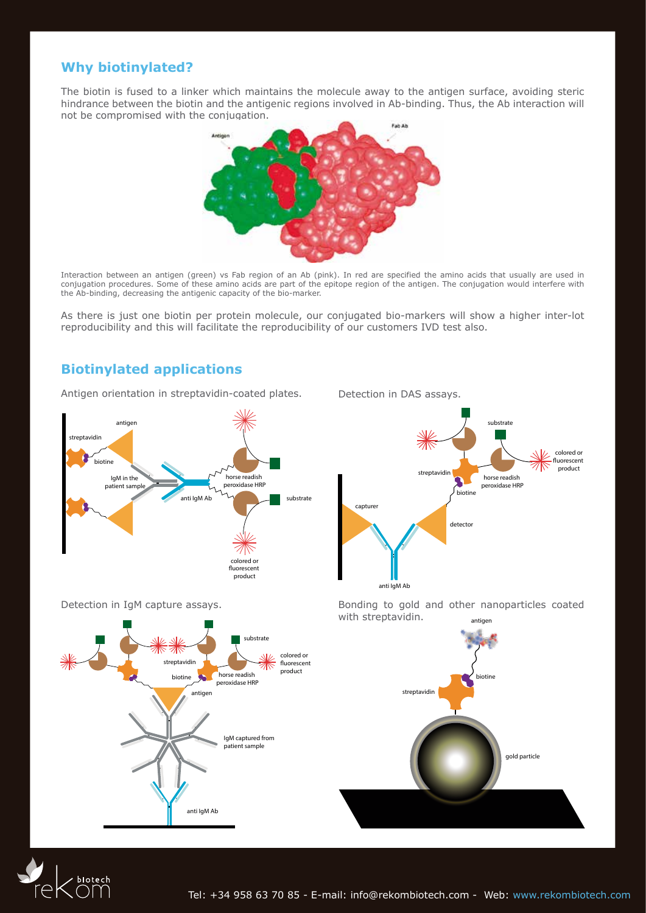## Why biotinylated?

The biotin is fused to a linker which maintains the molecule away to the antigen surface, avoiding steric hindrance between the biotin and the antigenic regions involved in Ab-binding. Thus, the Ab interaction will not be compromised with the conjugation.

Antigen

Fab Ab

Interaction between an antigen (green) vs Fab region of an Ab (pink). In red are specified the amino acids that usually are used in conjugation procedures. Some of these amino acids are part of the epitope region of the antigen. The conjugation would interfere with the Ab-binding, decreasing the antigenic capacity of the bio-marker.

As there is just one biotin per protein molecule, our conjugated bio-markers will show a higher inter-lot reproducibility and this will facilitate the reproducibility of our customers IVD test also.

## Biotinylated applications

Antigen orientation in streptavidin-coated plates.

streptavidin
antigen
biotine
IgM in the patient sample
anti IgM Ab
horse readish peroxidase HRP
substrate
colored or fluorescent product

Detection in DAS assays.

substrate
colored or fluorescent product
streptavidin
horse readish peroxidase HRP
biotine
capturer
detector
anti IgM Ab

Detection in IgM capture assays.

substrate
colored or fluorescent product
streptavidin
biotine
horse readish peroxidase HRP
antigen
IgM captured from patient sample
anti IgM Ab

Bonding to gold and other nanoparticles coated with streptavidin.

antigen
biotine
streptavidin
gold particle

Tel: +34 958 63 70 85 - E-mail: info@rekombiotech.com - Web: www.rekombiotech.com